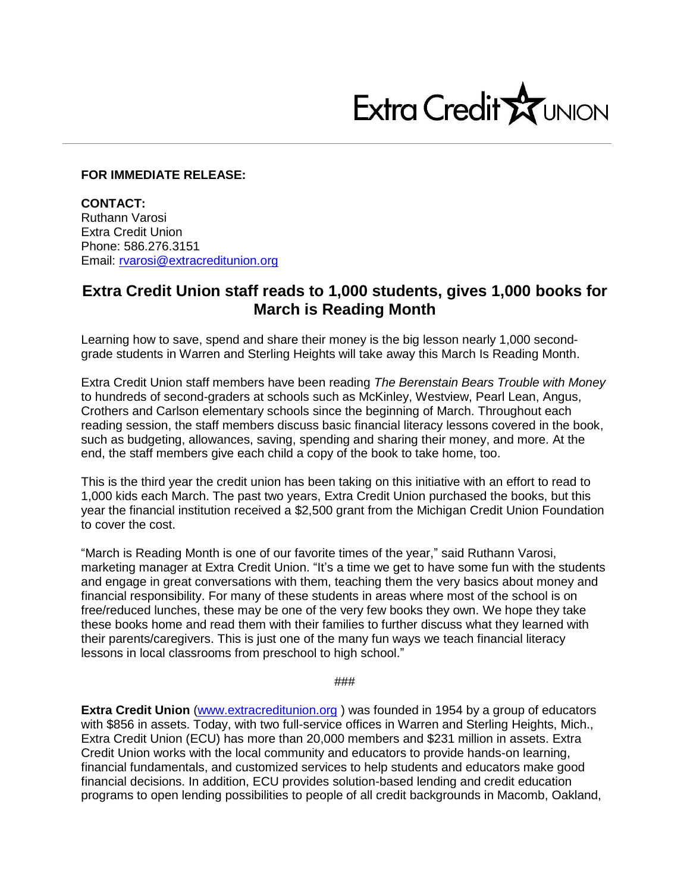Extra Credit UNION

**FOR IMMEDIATE RELEASE:**

**CONTACT:**
Ruthann Varosi
Extra Credit Union
Phone: 586.276.3151
Email: rvarosi@extracreditunion.org

## Extra Credit Union staff reads to 1,000 students, gives 1,000 books for March is Reading Month

Learning how to save, spend and share their money is the big lesson nearly 1,000 second-grade students in Warren and Sterling Heights will take away this March Is Reading Month.

Extra Credit Union staff members have been reading *The Berenstain Bears Trouble with Money* to hundreds of second-graders at schools such as McKinley, Westview, Pearl Lean, Angus, Crothers and Carlson elementary schools since the beginning of March. Throughout each reading session, the staff members discuss basic financial literacy lessons covered in the book, such as budgeting, allowances, saving, spending and sharing their money, and more. At the end, the staff members give each child a copy of the book to take home, too.

This is the third year the credit union has been taking on this initiative with an effort to read to 1,000 kids each March. The past two years, Extra Credit Union purchased the books, but this year the financial institution received a $2,500 grant from the Michigan Credit Union Foundation to cover the cost.

"March is Reading Month is one of our favorite times of the year," said Ruthann Varosi, marketing manager at Extra Credit Union. "It's a time we get to have some fun with the students and engage in great conversations with them, teaching them the very basics about money and financial responsibility. For many of these students in areas where most of the school is on free/reduced lunches, these may be one of the very few books they own. We hope they take these books home and read them with their families to further discuss what they learned with their parents/caregivers. This is just one of the many fun ways we teach financial literacy lessons in local classrooms from preschool to high school."

###

**Extra Credit Union** (www.extracreditunion.org ) was founded in 1954 by a group of educators with $856 in assets. Today, with two full-service offices in Warren and Sterling Heights, Mich., Extra Credit Union (ECU) has more than 20,000 members and $231 million in assets. Extra Credit Union works with the local community and educators to provide hands-on learning, financial fundamentals, and customized services to help students and educators make good financial decisions. In addition, ECU provides solution-based lending and credit education programs to open lending possibilities to people of all credit backgrounds in Macomb, Oakland,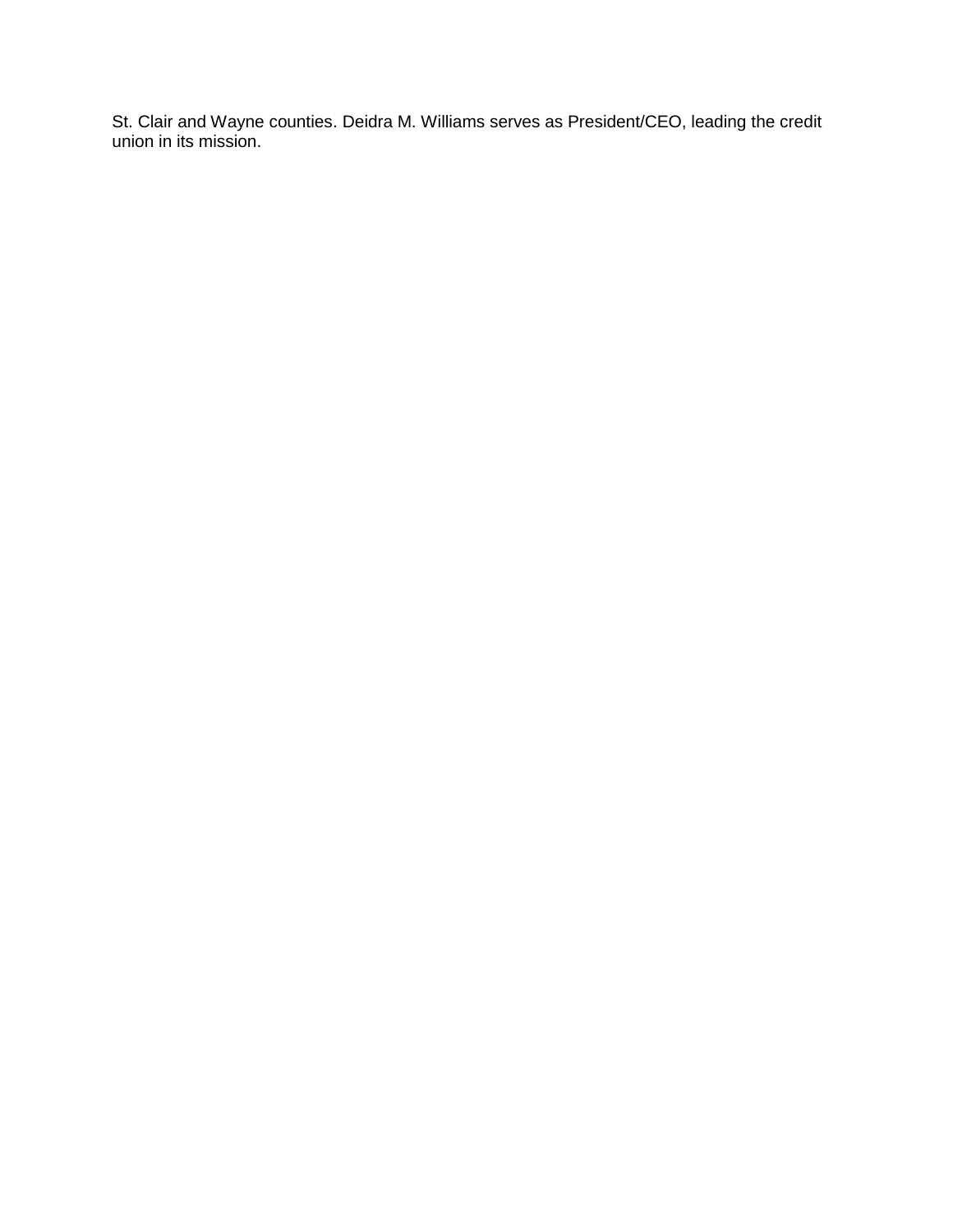St. Clair and Wayne counties. Deidra M. Williams serves as President/CEO, leading the credit union in its mission.